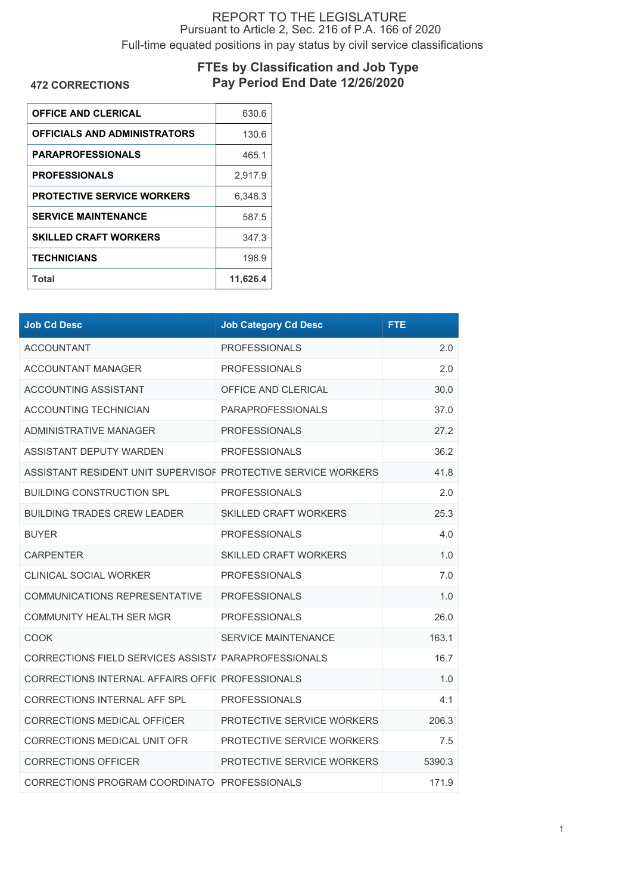# REPORT TO THE LEGISLATURE

Pursuant to Article 2, Sec. 216 of P.A. 166 of 2020

Full-time equated positions in pay status by civil service classifications

## FTEs by Classification and Job Type

## Pay Period End Date 12/26/2020

**472 CORRECTIONS**

| | |
|---|---|
| **OFFICE AND CLERICAL** | 630.6 |
| **OFFICIALS AND ADMINISTRATORS** | 130.6 |
| **PARAPROFESSIONALS** | 465.1 |
| **PROFESSIONALS** | 2,917.9 |
| **PROTECTIVE SERVICE WORKERS** | 6,348.3 |
| **SERVICE MAINTENANCE** | 587.5 |
| **SKILLED CRAFT WORKERS** | 347.3 |
| **TECHNICIANS** | 198.9 |
| **Total** | **11,626.4** |

| Job Cd Desc | Job Category Cd Desc | FTE |
|---|---|---|
| ACCOUNTANT | PROFESSIONALS | 2.0 |
| ACCOUNTANT MANAGER | PROFESSIONALS | 2.0 |
| ACCOUNTING ASSISTANT | OFFICE AND CLERICAL | 30.0 |
| ACCOUNTING TECHNICIAN | PARAPROFESSIONALS | 37.0 |
| ADMINISTRATIVE MANAGER | PROFESSIONALS | 27.2 |
| ASSISTANT DEPUTY WARDEN | PROFESSIONALS | 36.2 |
| ASSISTANT RESIDENT UNIT SUPERVISOF | PROTECTIVE SERVICE WORKERS | 41.8 |
| BUILDING CONSTRUCTION SPL | PROFESSIONALS | 2.0 |
| BUILDING TRADES CREW LEADER | SKILLED CRAFT WORKERS | 25.3 |
| BUYER | PROFESSIONALS | 4.0 |
| CARPENTER | SKILLED CRAFT WORKERS | 1.0 |
| CLINICAL SOCIAL WORKER | PROFESSIONALS | 7.0 |
| COMMUNICATIONS REPRESENTATIVE | PROFESSIONALS | 1.0 |
| COMMUNITY HEALTH SER MGR | PROFESSIONALS | 26.0 |
| COOK | SERVICE MAINTENANCE | 163.1 |
| CORRECTIONS FIELD SERVICES ASSISTA | PARAPROFESSIONALS | 16.7 |
| CORRECTIONS INTERNAL AFFAIRS OFFIC | PROFESSIONALS | 1.0 |
| CORRECTIONS INTERNAL AFF SPL | PROFESSIONALS | 4.1 |
| CORRECTIONS MEDICAL OFFICER | PROTECTIVE SERVICE WORKERS | 206.3 |
| CORRECTIONS MEDICAL UNIT OFR | PROTECTIVE SERVICE WORKERS | 7.5 |
| CORRECTIONS OFFICER | PROTECTIVE SERVICE WORKERS | 5390.3 |
| CORRECTIONS PROGRAM COORDINATO | PROFESSIONALS | 171.9 |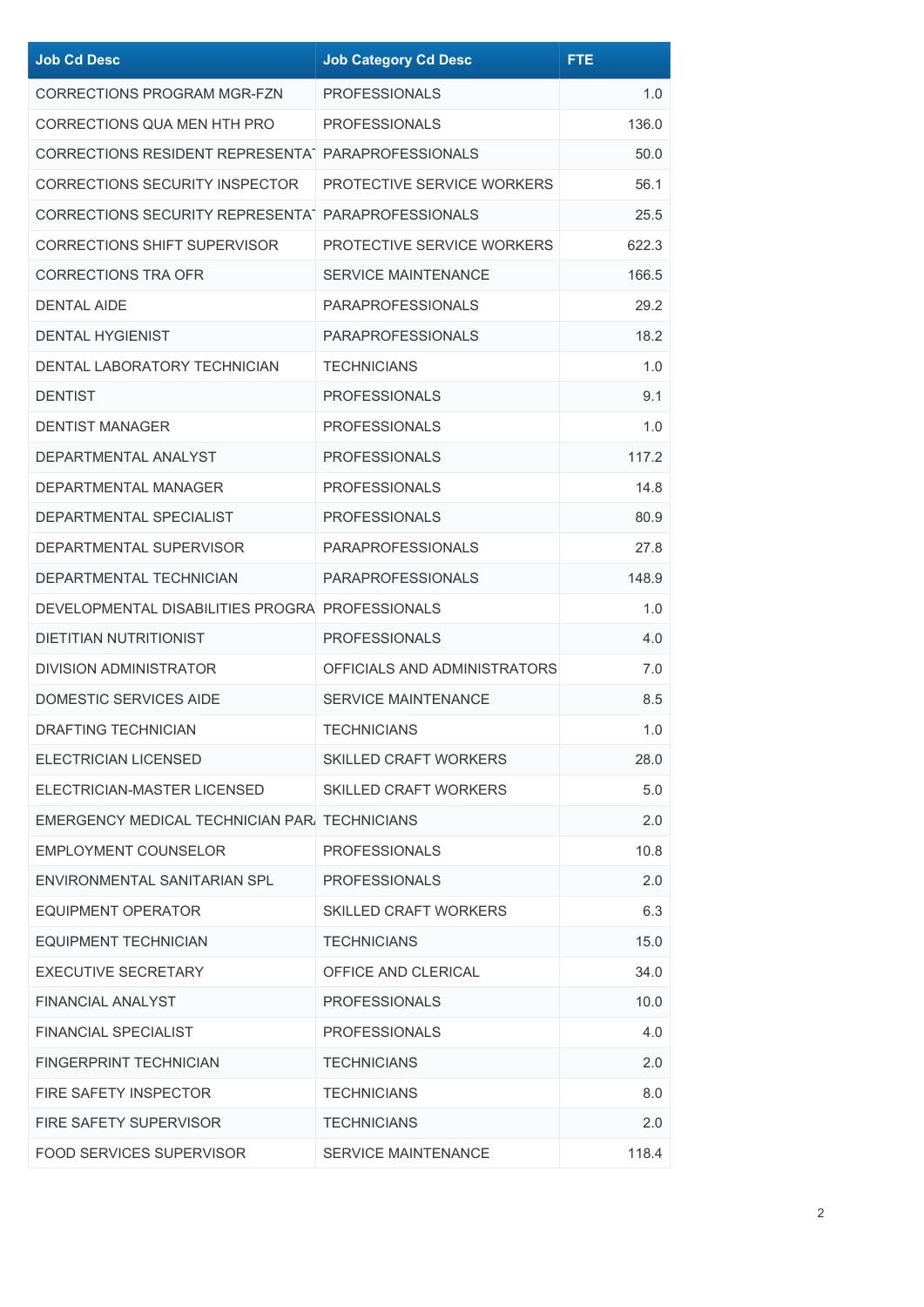| Job Cd Desc | Job Category Cd Desc | FTE |
|---|---|---|
| CORRECTIONS PROGRAM MGR-FZN | PROFESSIONALS | 1.0 |
| CORRECTIONS QUA MEN HTH PRO | PROFESSIONALS | 136.0 |
| CORRECTIONS RESIDENT REPRESENTAT | PARAPROFESSIONALS | 50.0 |
| CORRECTIONS SECURITY INSPECTOR | PROTECTIVE SERVICE WORKERS | 56.1 |
| CORRECTIONS SECURITY REPRESENTAT | PARAPROFESSIONALS | 25.5 |
| CORRECTIONS SHIFT SUPERVISOR | PROTECTIVE SERVICE WORKERS | 622.3 |
| CORRECTIONS TRA OFR | SERVICE MAINTENANCE | 166.5 |
| DENTAL AIDE | PARAPROFESSIONALS | 29.2 |
| DENTAL HYGIENIST | PARAPROFESSIONALS | 18.2 |
| DENTAL LABORATORY TECHNICIAN | TECHNICIANS | 1.0 |
| DENTIST | PROFESSIONALS | 9.1 |
| DENTIST MANAGER | PROFESSIONALS | 1.0 |
| DEPARTMENTAL ANALYST | PROFESSIONALS | 117.2 |
| DEPARTMENTAL MANAGER | PROFESSIONALS | 14.8 |
| DEPARTMENTAL SPECIALIST | PROFESSIONALS | 80.9 |
| DEPARTMENTAL SUPERVISOR | PARAPROFESSIONALS | 27.8 |
| DEPARTMENTAL TECHNICIAN | PARAPROFESSIONALS | 148.9 |
| DEVELOPMENTAL DISABILITIES PROGRA | PROFESSIONALS | 1.0 |
| DIETITIAN NUTRITIONIST | PROFESSIONALS | 4.0 |
| DIVISION ADMINISTRATOR | OFFICIALS AND ADMINISTRATORS | 7.0 |
| DOMESTIC SERVICES AIDE | SERVICE MAINTENANCE | 8.5 |
| DRAFTING TECHNICIAN | TECHNICIANS | 1.0 |
| ELECTRICIAN LICENSED | SKILLED CRAFT WORKERS | 28.0 |
| ELECTRICIAN-MASTER LICENSED | SKILLED CRAFT WORKERS | 5.0 |
| EMERGENCY MEDICAL TECHNICIAN PAR/ | TECHNICIANS | 2.0 |
| EMPLOYMENT COUNSELOR | PROFESSIONALS | 10.8 |
| ENVIRONMENTAL SANITARIAN SPL | PROFESSIONALS | 2.0 |
| EQUIPMENT OPERATOR | SKILLED CRAFT WORKERS | 6.3 |
| EQUIPMENT TECHNICIAN | TECHNICIANS | 15.0 |
| EXECUTIVE SECRETARY | OFFICE AND CLERICAL | 34.0 |
| FINANCIAL ANALYST | PROFESSIONALS | 10.0 |
| FINANCIAL SPECIALIST | PROFESSIONALS | 4.0 |
| FINGERPRINT TECHNICIAN | TECHNICIANS | 2.0 |
| FIRE SAFETY INSPECTOR | TECHNICIANS | 8.0 |
| FIRE SAFETY SUPERVISOR | TECHNICIANS | 2.0 |
| FOOD SERVICES SUPERVISOR | SERVICE MAINTENANCE | 118.4 |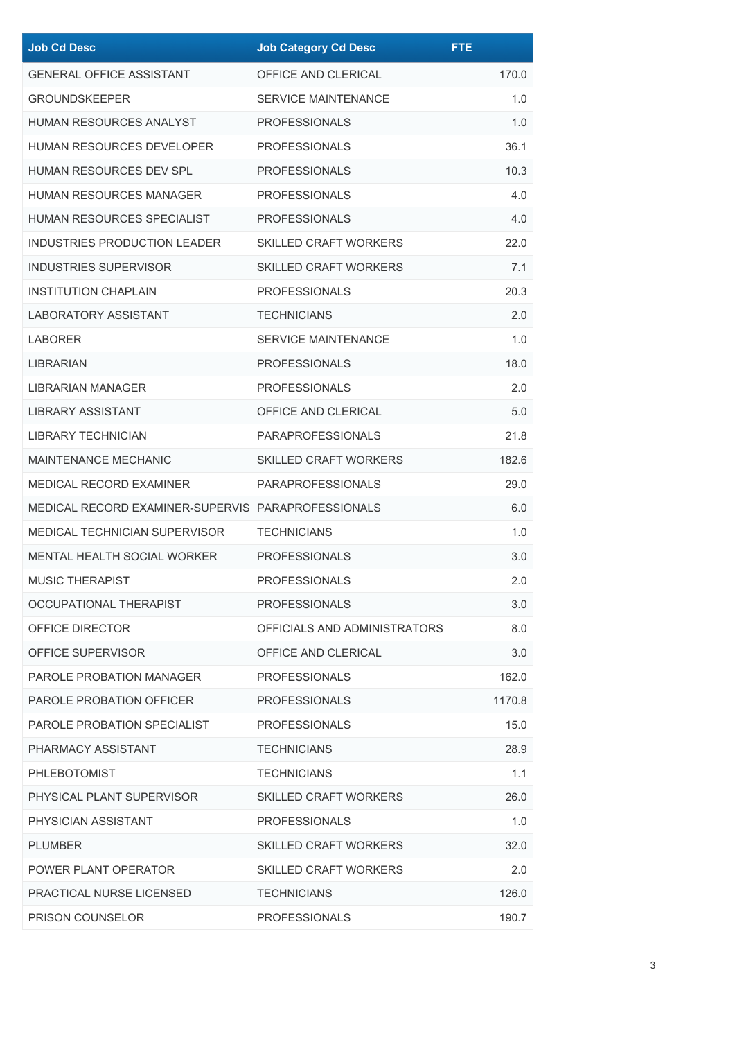| Job Cd Desc | Job Category Cd Desc | FTE |
| --- | --- | --- |
| GENERAL OFFICE ASSISTANT | OFFICE AND CLERICAL | 170.0 |
| GROUNDSKEEPER | SERVICE MAINTENANCE | 1.0 |
| HUMAN RESOURCES ANALYST | PROFESSIONALS | 1.0 |
| HUMAN RESOURCES DEVELOPER | PROFESSIONALS | 36.1 |
| HUMAN RESOURCES DEV SPL | PROFESSIONALS | 10.3 |
| HUMAN RESOURCES MANAGER | PROFESSIONALS | 4.0 |
| HUMAN RESOURCES SPECIALIST | PROFESSIONALS | 4.0 |
| INDUSTRIES PRODUCTION LEADER | SKILLED CRAFT WORKERS | 22.0 |
| INDUSTRIES SUPERVISOR | SKILLED CRAFT WORKERS | 7.1 |
| INSTITUTION CHAPLAIN | PROFESSIONALS | 20.3 |
| LABORATORY ASSISTANT | TECHNICIANS | 2.0 |
| LABORER | SERVICE MAINTENANCE | 1.0 |
| LIBRARIAN | PROFESSIONALS | 18.0 |
| LIBRARIAN MANAGER | PROFESSIONALS | 2.0 |
| LIBRARY ASSISTANT | OFFICE AND CLERICAL | 5.0 |
| LIBRARY TECHNICIAN | PARAPROFESSIONALS | 21.8 |
| MAINTENANCE MECHANIC | SKILLED CRAFT WORKERS | 182.6 |
| MEDICAL RECORD EXAMINER | PARAPROFESSIONALS | 29.0 |
| MEDICAL RECORD EXAMINER-SUPERVIS | PARAPROFESSIONALS | 6.0 |
| MEDICAL TECHNICIAN SUPERVISOR | TECHNICIANS | 1.0 |
| MENTAL HEALTH SOCIAL WORKER | PROFESSIONALS | 3.0 |
| MUSIC THERAPIST | PROFESSIONALS | 2.0 |
| OCCUPATIONAL THERAPIST | PROFESSIONALS | 3.0 |
| OFFICE DIRECTOR | OFFICIALS AND ADMINISTRATORS | 8.0 |
| OFFICE SUPERVISOR | OFFICE AND CLERICAL | 3.0 |
| PAROLE PROBATION MANAGER | PROFESSIONALS | 162.0 |
| PAROLE PROBATION OFFICER | PROFESSIONALS | 1170.8 |
| PAROLE PROBATION SPECIALIST | PROFESSIONALS | 15.0 |
| PHARMACY ASSISTANT | TECHNICIANS | 28.9 |
| PHLEBOTOMIST | TECHNICIANS | 1.1 |
| PHYSICAL PLANT SUPERVISOR | SKILLED CRAFT WORKERS | 26.0 |
| PHYSICIAN ASSISTANT | PROFESSIONALS | 1.0 |
| PLUMBER | SKILLED CRAFT WORKERS | 32.0 |
| POWER PLANT OPERATOR | SKILLED CRAFT WORKERS | 2.0 |
| PRACTICAL NURSE LICENSED | TECHNICIANS | 126.0 |
| PRISON COUNSELOR | PROFESSIONALS | 190.7 |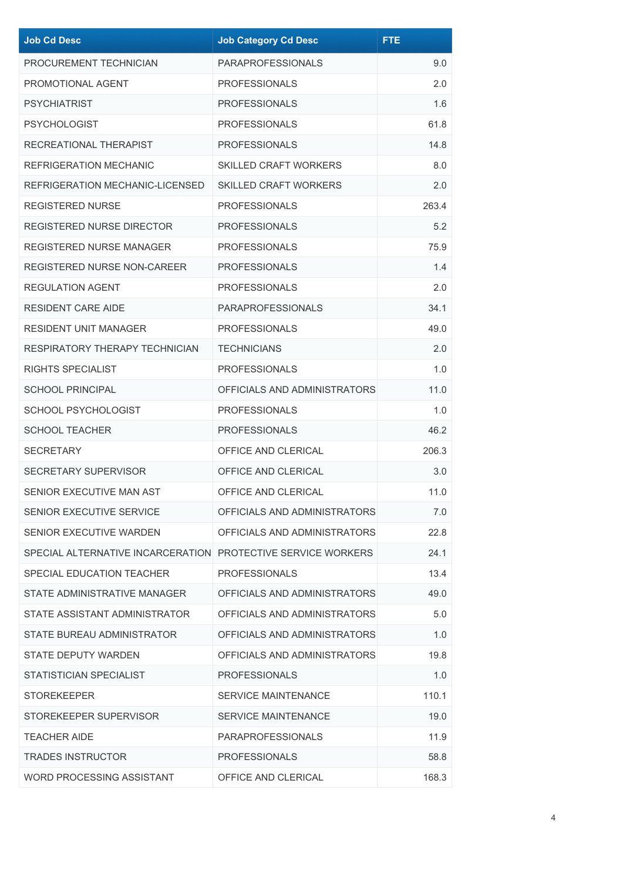| Job Cd Desc | Job Category Cd Desc | FTE |
|---|---|---|
| PROCUREMENT TECHNICIAN | PARAPROFESSIONALS | 9.0 |
| PROMOTIONAL AGENT | PROFESSIONALS | 2.0 |
| PSYCHIATRIST | PROFESSIONALS | 1.6 |
| PSYCHOLOGIST | PROFESSIONALS | 61.8 |
| RECREATIONAL THERAPIST | PROFESSIONALS | 14.8 |
| REFRIGERATION MECHANIC | SKILLED CRAFT WORKERS | 8.0 |
| REFRIGERATION MECHANIC-LICENSED | SKILLED CRAFT WORKERS | 2.0 |
| REGISTERED NURSE | PROFESSIONALS | 263.4 |
| REGISTERED NURSE DIRECTOR | PROFESSIONALS | 5.2 |
| REGISTERED NURSE MANAGER | PROFESSIONALS | 75.9 |
| REGISTERED NURSE NON-CAREER | PROFESSIONALS | 1.4 |
| REGULATION AGENT | PROFESSIONALS | 2.0 |
| RESIDENT CARE AIDE | PARAPROFESSIONALS | 34.1 |
| RESIDENT UNIT MANAGER | PROFESSIONALS | 49.0 |
| RESPIRATORY THERAPY TECHNICIAN | TECHNICIANS | 2.0 |
| RIGHTS SPECIALIST | PROFESSIONALS | 1.0 |
| SCHOOL PRINCIPAL | OFFICIALS AND ADMINISTRATORS | 11.0 |
| SCHOOL PSYCHOLOGIST | PROFESSIONALS | 1.0 |
| SCHOOL TEACHER | PROFESSIONALS | 46.2 |
| SECRETARY | OFFICE AND CLERICAL | 206.3 |
| SECRETARY SUPERVISOR | OFFICE AND CLERICAL | 3.0 |
| SENIOR EXECUTIVE MAN AST | OFFICE AND CLERICAL | 11.0 |
| SENIOR EXECUTIVE SERVICE | OFFICIALS AND ADMINISTRATORS | 7.0 |
| SENIOR EXECUTIVE WARDEN | OFFICIALS AND ADMINISTRATORS | 22.8 |
| SPECIAL ALTERNATIVE INCARCERATION | PROTECTIVE SERVICE WORKERS | 24.1 |
| SPECIAL EDUCATION TEACHER | PROFESSIONALS | 13.4 |
| STATE ADMINISTRATIVE MANAGER | OFFICIALS AND ADMINISTRATORS | 49.0 |
| STATE ASSISTANT ADMINISTRATOR | OFFICIALS AND ADMINISTRATORS | 5.0 |
| STATE BUREAU ADMINISTRATOR | OFFICIALS AND ADMINISTRATORS | 1.0 |
| STATE DEPUTY WARDEN | OFFICIALS AND ADMINISTRATORS | 19.8 |
| STATISTICIAN SPECIALIST | PROFESSIONALS | 1.0 |
| STOREKEEPER | SERVICE MAINTENANCE | 110.1 |
| STOREKEEPER SUPERVISOR | SERVICE MAINTENANCE | 19.0 |
| TEACHER AIDE | PARAPROFESSIONALS | 11.9 |
| TRADES INSTRUCTOR | PROFESSIONALS | 58.8 |
| WORD PROCESSING ASSISTANT | OFFICE AND CLERICAL | 168.3 |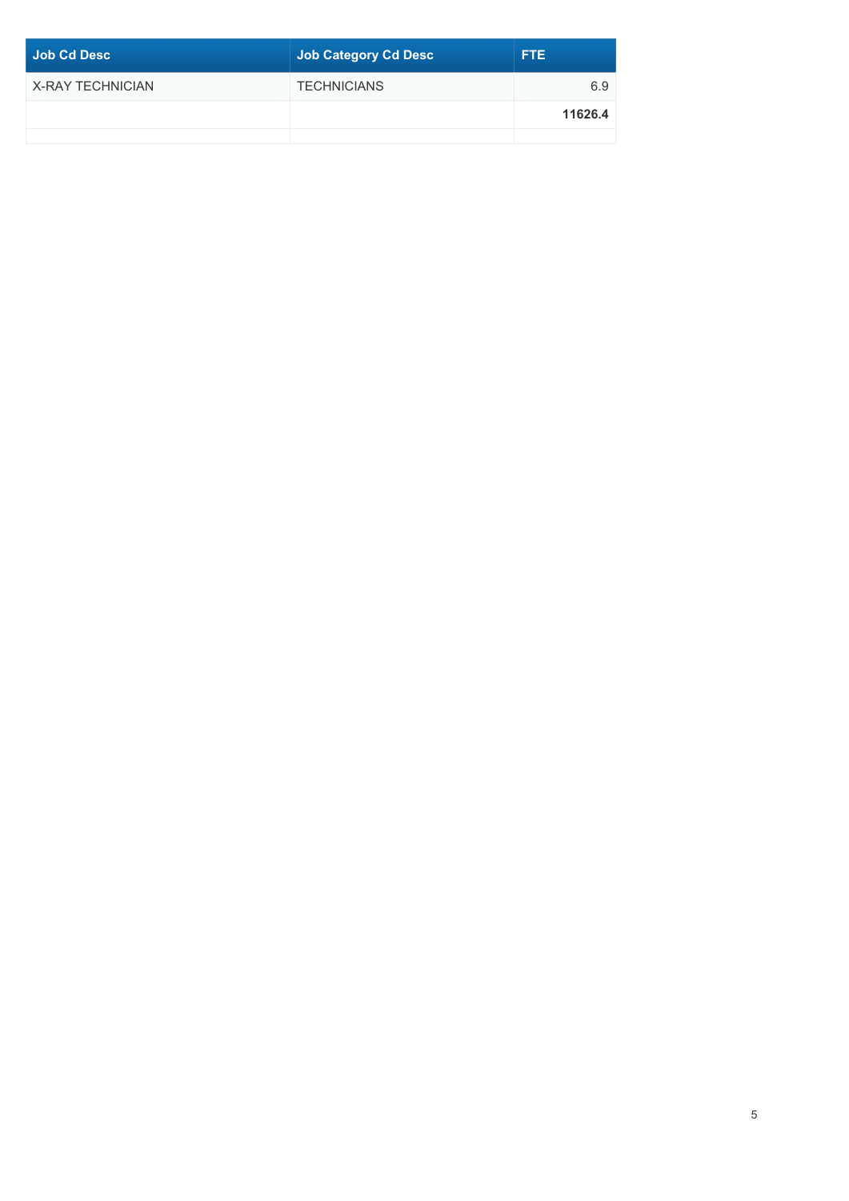| Job Cd Desc | Job Category Cd Desc | FTE |
| --- | --- | --- |
| X-RAY TECHNICIAN | TECHNICIANS | 6.9 |
| | | **11626.4** |
| | | |